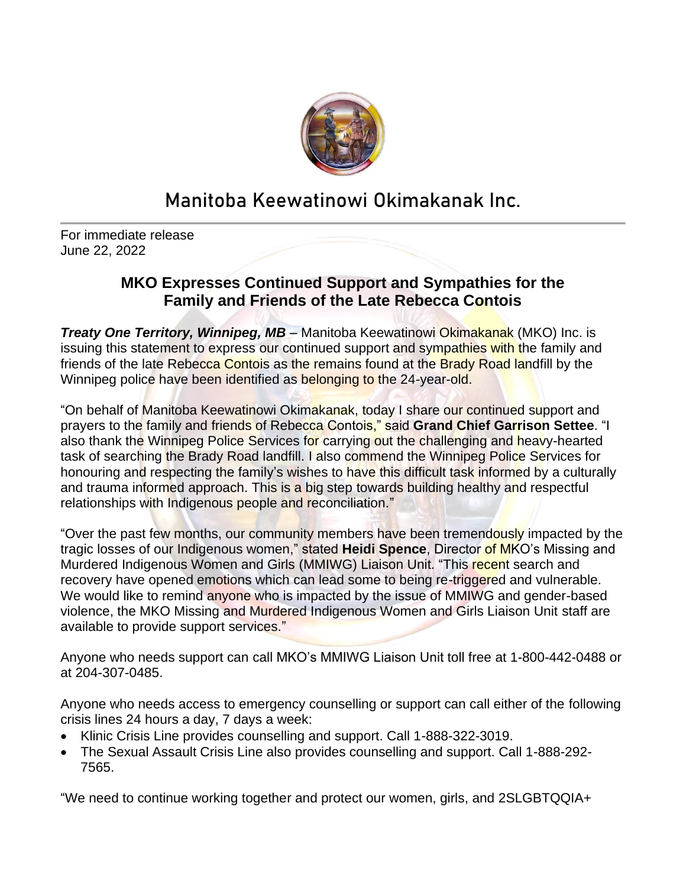# Manitoba Keewatinowi Okimakanak Inc.

For immediate release
June 22, 2022

## MKO Expresses Continued Support and Sympathies for the Family and Friends of the Late Rebecca Contois

***Treaty One Territory, Winnipeg, MB*** – Manitoba Keewatinowi Okimakanak (MKO) Inc. is issuing this statement to express our continued support and sympathies with the family and friends of the late Rebecca Contois as the remains found at the Brady Road landfill by the Winnipeg police have been identified as belonging to the 24-year-old.

"On behalf of Manitoba Keewatinowi Okimakanak, today I share our continued support and prayers to the family and friends of Rebecca Contois," said **Grand Chief Garrison Settee**. "I also thank the Winnipeg Police Services for carrying out the challenging and heavy-hearted task of searching the Brady Road landfill. I also commend the Winnipeg Police Services for honouring and respecting the family's wishes to have this difficult task informed by a culturally and trauma informed approach. This is a big step towards building healthy and respectful relationships with Indigenous people and reconciliation."

"Over the past few months, our community members have been tremendously impacted by the tragic losses of our Indigenous women," stated **Heidi Spence**, Director of MKO's Missing and Murdered Indigenous Women and Girls (MMIWG) Liaison Unit. "This recent search and recovery have opened emotions which can lead some to being re-triggered and vulnerable. We would like to remind anyone who is impacted by the issue of MMIWG and gender-based violence, the MKO Missing and Murdered Indigenous Women and Girls Liaison Unit staff are available to provide support services."

Anyone who needs support can call MKO's MMIWG Liaison Unit toll free at 1-800-442-0488 or at 204-307-0485.

Anyone who needs access to emergency counselling or support can call either of the following crisis lines 24 hours a day, 7 days a week:

- Klinic Crisis Line provides counselling and support. Call 1-888-322-3019.
- The Sexual Assault Crisis Line also provides counselling and support. Call 1-888-292-7565.

"We need to continue working together and protect our women, girls, and 2SLGBTQQIA+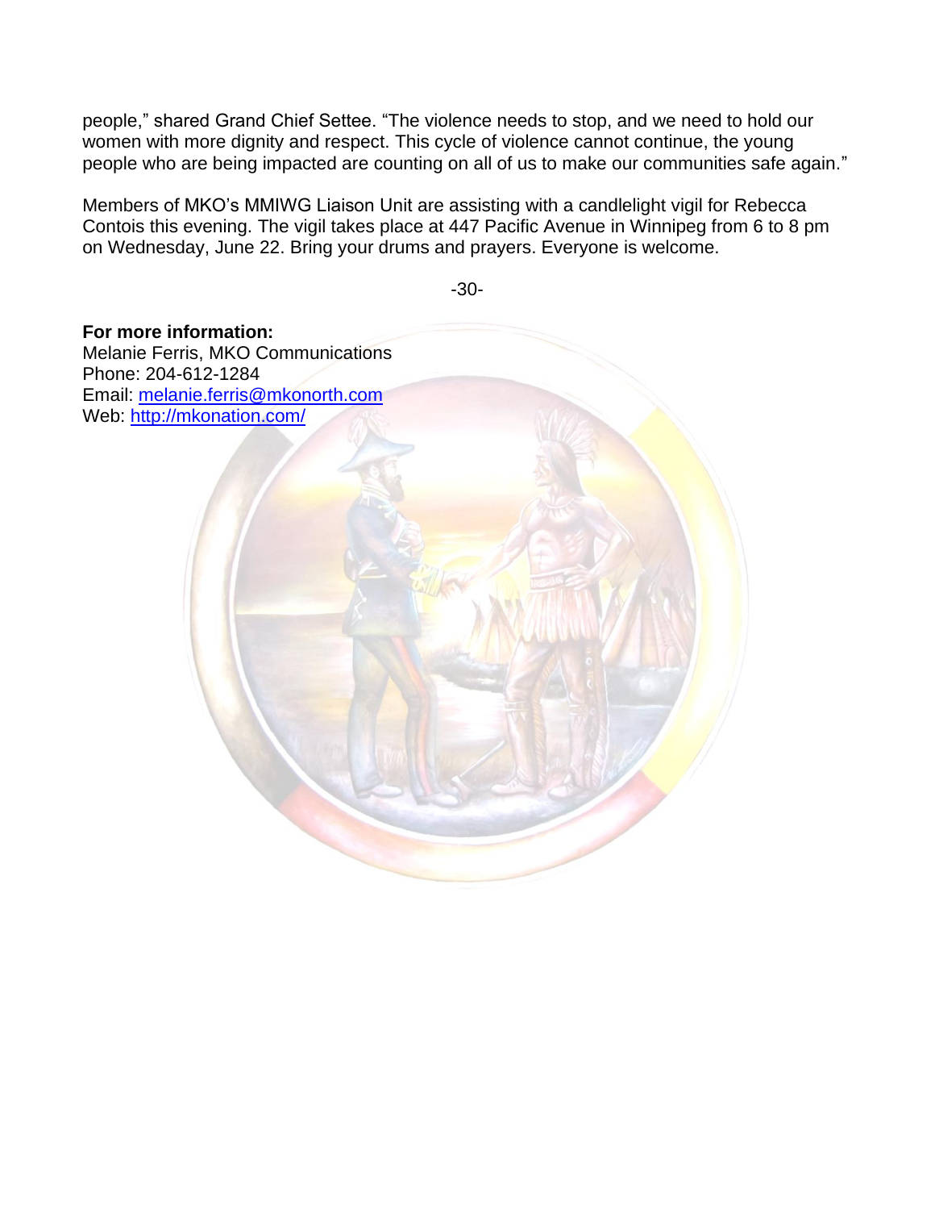people," shared Grand Chief Settee. "The violence needs to stop, and we need to hold our women with more dignity and respect. This cycle of violence cannot continue, the young people who are being impacted are counting on all of us to make our communities safe again."

Members of MKO's MMIWG Liaison Unit are assisting with a candlelight vigil for Rebecca Contois this evening. The vigil takes place at 447 Pacific Avenue in Winnipeg from 6 to 8 pm on Wednesday, June 22. Bring your drums and prayers. Everyone is welcome.

-30-

**For more information:**
Melanie Ferris, MKO Communications
Phone: 204-612-1284
Email: melanie.ferris@mkonorth.com
Web: http://mkonation.com/